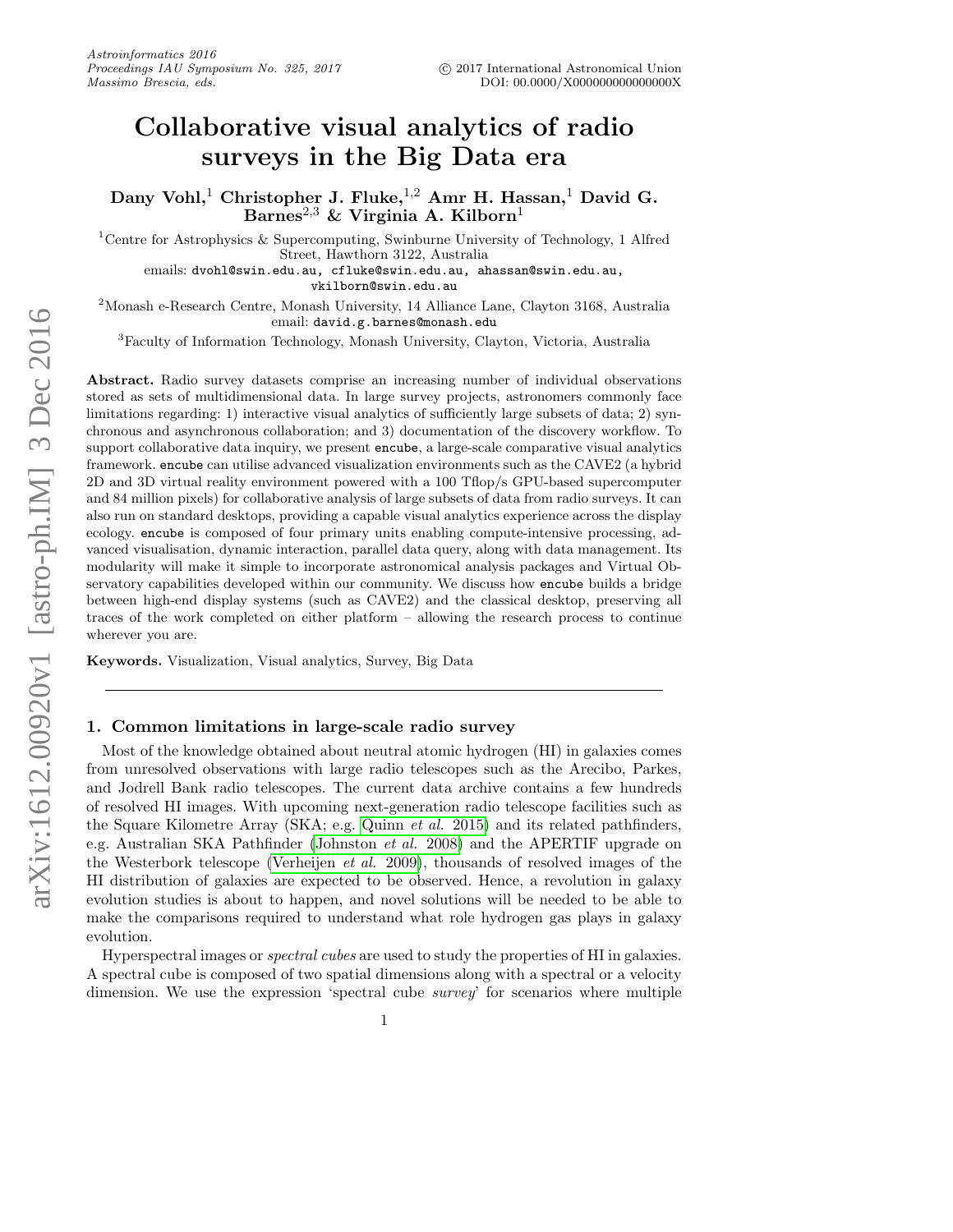# Collaborative visual analytics of radio surveys in the Big Data era

**Dany Vohl,[1] Christopher J. Fluke,[1,2] Amr H. Hassan,[1] David G. Barnes[2,3] & Virginia A. Kilborn[1]**

[1]Centre for Astrophysics & Supercomputing, Swinburne University of Technology, 1 Alfred Street, Hawthorn 3122, Australia
emails: dvohl@swin.edu.au, cfluke@swin.edu.au, ahassan@swin.edu.au, vkilborn@swin.edu.au

[2]Monash e-Research Centre, Monash University, 14 Alliance Lane, Clayton 3168, Australia
email: david.g.barnes@monash.edu

[3]Faculty of Information Technology, Monash University, Clayton, Victoria, Australia

**Abstract.** Radio survey datasets comprise an increasing number of individual observations stored as sets of multidimensional data. In large survey projects, astronomers commonly face limitations regarding: 1) interactive visual analytics of sufficiently large subsets of data; 2) synchronous and asynchronous collaboration; and 3) documentation of the discovery workflow. To support collaborative data inquiry, we present `encube`, a large-scale comparative visual analytics framework. `encube` can utilise advanced visualization environments such as the CAVE2 (a hybrid 2D and 3D virtual reality environment powered with a 100 Tflop/s GPU-based supercomputer and 84 million pixels) for collaborative analysis of large subsets of data from radio surveys. It can also run on standard desktops, providing a capable visual analytics experience across the display ecology. `encube` is composed of four primary units enabling compute-intensive processing, advanced visualisation, dynamic interaction, parallel data query, along with data management. Its modularity will make it simple to incorporate astronomical analysis packages and Virtual Observatory capabilities developed within our community. We discuss how `encube` builds a bridge between high-end display systems (such as CAVE2) and the classical desktop, preserving all traces of the work completed on either platform – allowing the research process to continue wherever you are.

**Keywords.** Visualization, Visual analytics, Survey, Big Data

## 1. Common limitations in large-scale radio survey

Most of the knowledge obtained about neutral atomic hydrogen (HI) in galaxies comes from unresolved observations with large radio telescopes such as the Arecibo, Parkes, and Jodrell Bank radio telescopes. The current data archive contains a few hundreds of resolved HI images. With upcoming next-generation radio telescope facilities such as the Square Kilometre Array (SKA; e.g. Quinn *et al.* 2015) and its related pathfinders, e.g. Australian SKA Pathfinder (Johnston *et al.* 2008) and the APERTIF upgrade on the Westerbork telescope (Verheijen *et al.* 2009), thousands of resolved images of the HI distribution of galaxies are expected to be observed. Hence, a revolution in galaxy evolution studies is about to happen, and novel solutions will be needed to be able to make the comparisons required to understand what role hydrogen gas plays in galaxy evolution.

Hyperspectral images or *spectral cubes* are used to study the properties of HI in galaxies. A spectral cube is composed of two spatial dimensions along with a spectral or a velocity dimension. We use the expression 'spectral cube *survey*' for scenarios where multiple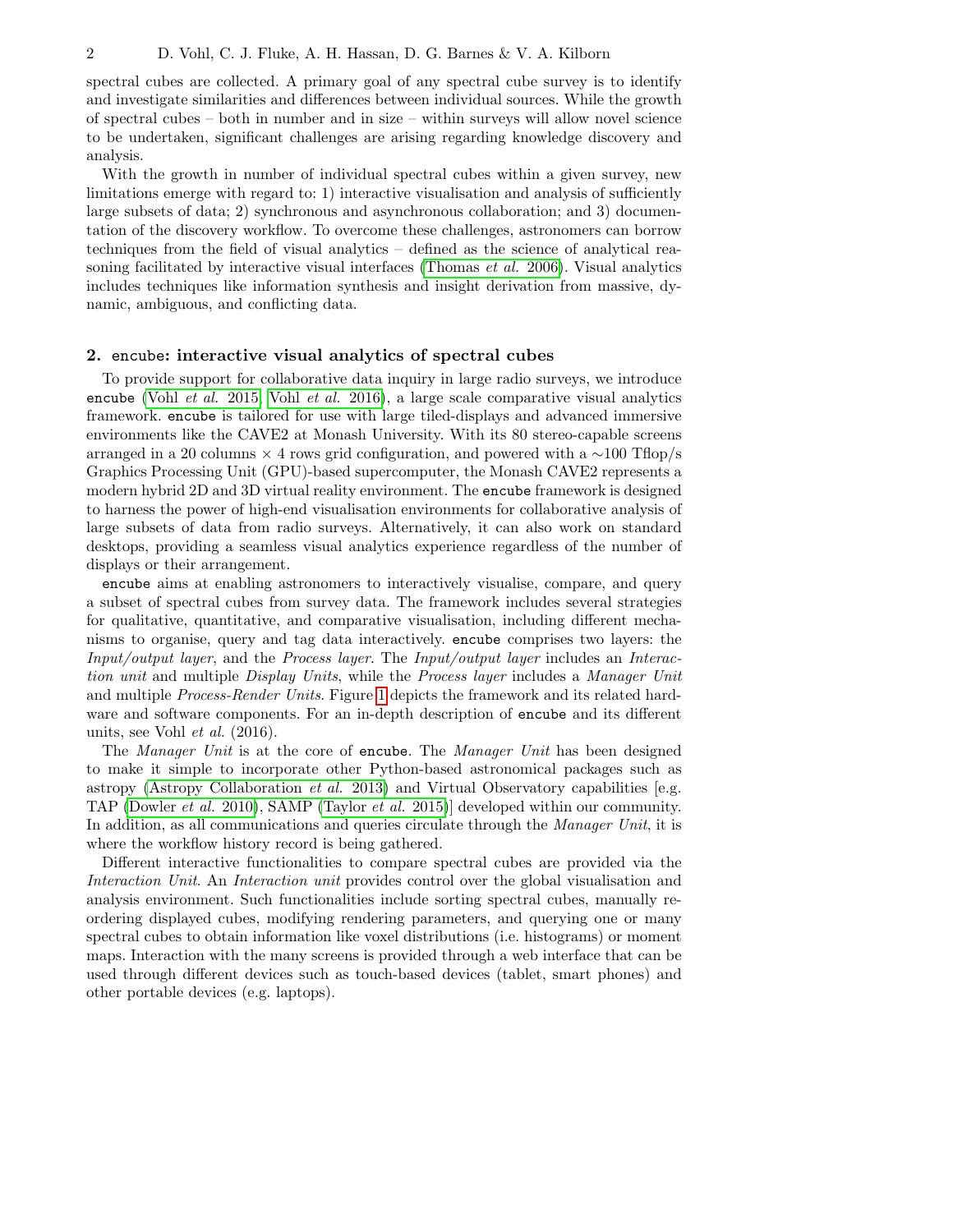spectral cubes are collected. A primary goal of any spectral cube survey is to identify and investigate similarities and differences between individual sources. While the growth of spectral cubes – both in number and in size – within surveys will allow novel science to be undertaken, significant challenges are arising regarding knowledge discovery and analysis.

With the growth in number of individual spectral cubes within a given survey, new limitations emerge with regard to: 1) interactive visualisation and analysis of sufficiently large subsets of data; 2) synchronous and asynchronous collaboration; and 3) documentation of the discovery workflow. To overcome these challenges, astronomers can borrow techniques from the field of visual analytics – defined as the science of analytical reasoning facilitated by interactive visual interfaces (Thomas *et al.* 2006). Visual analytics includes techniques like information synthesis and insight derivation from massive, dynamic, ambiguous, and conflicting data.

## 2. `encube`: interactive visual analytics of spectral cubes

To provide support for collaborative data inquiry in large radio surveys, we introduce `encube` (Vohl *et al.* 2015; Vohl *et al.* 2016), a large scale comparative visual analytics framework. `encube` is tailored for use with large tiled-displays and advanced immersive environments like the CAVE2 at Monash University. With its 80 stereo-capable screens arranged in a 20 columns × 4 rows grid configuration, and powered with a ∼100 Tflop/s Graphics Processing Unit (GPU)-based supercomputer, the Monash CAVE2 represents a modern hybrid 2D and 3D virtual reality environment. The `encube` framework is designed to harness the power of high-end visualisation environments for collaborative analysis of large subsets of data from radio surveys. Alternatively, it can also work on standard desktops, providing a seamless visual analytics experience regardless of the number of displays or their arrangement.

`encube` aims at enabling astronomers to interactively visualise, compare, and query a subset of spectral cubes from survey data. The framework includes several strategies for qualitative, quantitative, and comparative visualisation, including different mechanisms to organise, query and tag data interactively. `encube` comprises two layers: the *Input/output layer*, and the *Process layer*. The *Input/output layer* includes an *Interaction unit* and multiple *Display Units*, while the *Process layer* includes a *Manager Unit* and multiple *Process-Render Units*. Figure 1 depicts the framework and its related hardware and software components. For an in-depth description of `encube` and its different units, see Vohl *et al.* (2016).

The *Manager Unit* is at the core of `encube`. The *Manager Unit* has been designed to make it simple to incorporate other Python-based astronomical packages such as astropy (Astropy Collaboration *et al.* 2013) and Virtual Observatory capabilities [e.g. TAP (Dowler *et al.* 2010), SAMP (Taylor *et al.* 2015)] developed within our community. In addition, as all communications and queries circulate through the *Manager Unit*, it is where the workflow history record is being gathered.

Different interactive functionalities to compare spectral cubes are provided via the *Interaction Unit*. An *Interaction unit* provides control over the global visualisation and analysis environment. Such functionalities include sorting spectral cubes, manually reordering displayed cubes, modifying rendering parameters, and querying one or many spectral cubes to obtain information like voxel distributions (i.e. histograms) or moment maps. Interaction with the many screens is provided through a web interface that can be used through different devices such as touch-based devices (tablet, smart phones) and other portable devices (e.g. laptops).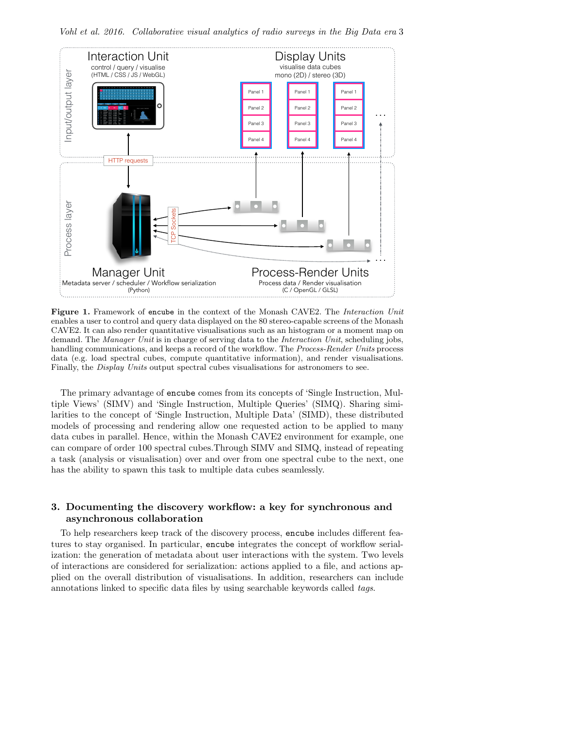**Figure 1.** Framework of `encube` in the context of the Monash CAVE2. The *Interaction Unit* enables a user to control and query data displayed on the 80 stereo-capable screens of the Monash CAVE2. It can also render quantitative visualisations such as an histogram or a moment map on demand. The *Manager Unit* is in charge of serving data to the *Interaction Unit*, scheduling jobs, handling communications, and keeps a record of the workflow. The *Process-Render Units* process data (e.g. load spectral cubes, compute quantitative information), and render visualisations. Finally, the *Display Units* output spectral cubes visualisations for astronomers to see.

The primary advantage of `encube` comes from its concepts of 'Single Instruction, Multiple Views' (SIMV) and 'Single Instruction, Multiple Queries' (SIMQ). Sharing similarities to the concept of 'Single Instruction, Multiple Data' (SIMD), these distributed models of processing and rendering allow one requested action to be applied to many data cubes in parallel. Hence, within the Monash CAVE2 environment for example, one can compare of order 100 spectral cubes.Through SIMV and SIMQ, instead of repeating a task (analysis or visualisation) over and over from one spectral cube to the next, one has the ability to spawn this task to multiple data cubes seamlessly.

## 3. Documenting the discovery workflow: a key for synchronous and asynchronous collaboration

To help researchers keep track of the discovery process, `encube` includes different features to stay organised. In particular, `encube` integrates the concept of workflow serialization: the generation of metadata about user interactions with the system. Two levels of interactions are considered for serialization: actions applied to a file, and actions applied on the overall distribution of visualisations. In addition, researchers can include annotations linked to specific data files by using searchable keywords called *tags*.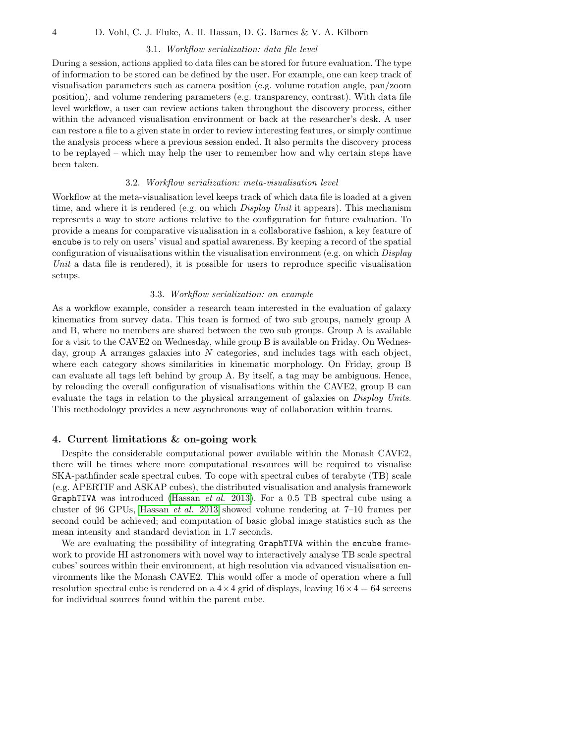### 3.1. *Workflow serialization: data file level*

During a session, actions applied to data files can be stored for future evaluation. The type of information to be stored can be defined by the user. For example, one can keep track of visualisation parameters such as camera position (e.g. volume rotation angle, pan/zoom position), and volume rendering parameters (e.g. transparency, contrast). With data file level workflow, a user can review actions taken throughout the discovery process, either within the advanced visualisation environment or back at the researcher's desk. A user can restore a file to a given state in order to review interesting features, or simply continue the analysis process where a previous session ended. It also permits the discovery process to be replayed – which may help the user to remember how and why certain steps have been taken.

### 3.2. *Workflow serialization: meta-visualisation level*

Workflow at the meta-visualisation level keeps track of which data file is loaded at a given time, and where it is rendered (e.g. on which *Display Unit* it appears). This mechanism represents a way to store actions relative to the configuration for future evaluation. To provide a means for comparative visualisation in a collaborative fashion, a key feature of `encube` is to rely on users' visual and spatial awareness. By keeping a record of the spatial configuration of visualisations within the visualisation environment (e.g. on which *Display Unit* a data file is rendered), it is possible for users to reproduce specific visualisation setups.

### 3.3. *Workflow serialization: an example*

As a workflow example, consider a research team interested in the evaluation of galaxy kinematics from survey data. This team is formed of two sub groups, namely group A and B, where no members are shared between the two sub groups. Group A is available for a visit to the CAVE2 on Wednesday, while group B is available on Friday. On Wednesday, group A arranges galaxies into $N$ categories, and includes tags with each object, where each category shows similarities in kinematic morphology. On Friday, group B can evaluate all tags left behind by group A. By itself, a tag may be ambiguous. Hence, by reloading the overall configuration of visualisations within the CAVE2, group B can evaluate the tags in relation to the physical arrangement of galaxies on *Display Units*. This methodology provides a new asynchronous way of collaboration within teams.

## 4. Current limitations & on-going work

Despite the considerable computational power available within the Monash CAVE2, there will be times where more computational resources will be required to visualise SKA-pathfinder scale spectral cubes. To cope with spectral cubes of terabyte (TB) scale (e.g. APERTIF and ASKAP cubes), the distributed visualisation and analysis framework `GraphTIVA` was introduced (Hassan *et al.* 2013). For a 0.5 TB spectral cube using a cluster of 96 GPUs, Hassan *et al.* 2013 showed volume rendering at 7–10 frames per second could be achieved; and computation of basic global image statistics such as the mean intensity and standard deviation in 1.7 seconds.

We are evaluating the possibility of integrating `GraphTIVA` within the `encube` framework to provide HI astronomers with novel way to interactively analyse TB scale spectral cubes' sources within their environment, at high resolution via advanced visualisation environments like the Monash CAVE2. This would offer a mode of operation where a full resolution spectral cube is rendered on a $4 \times 4$ grid of displays, leaving $16 \times 4 = 64$ screens for individual sources found within the parent cube.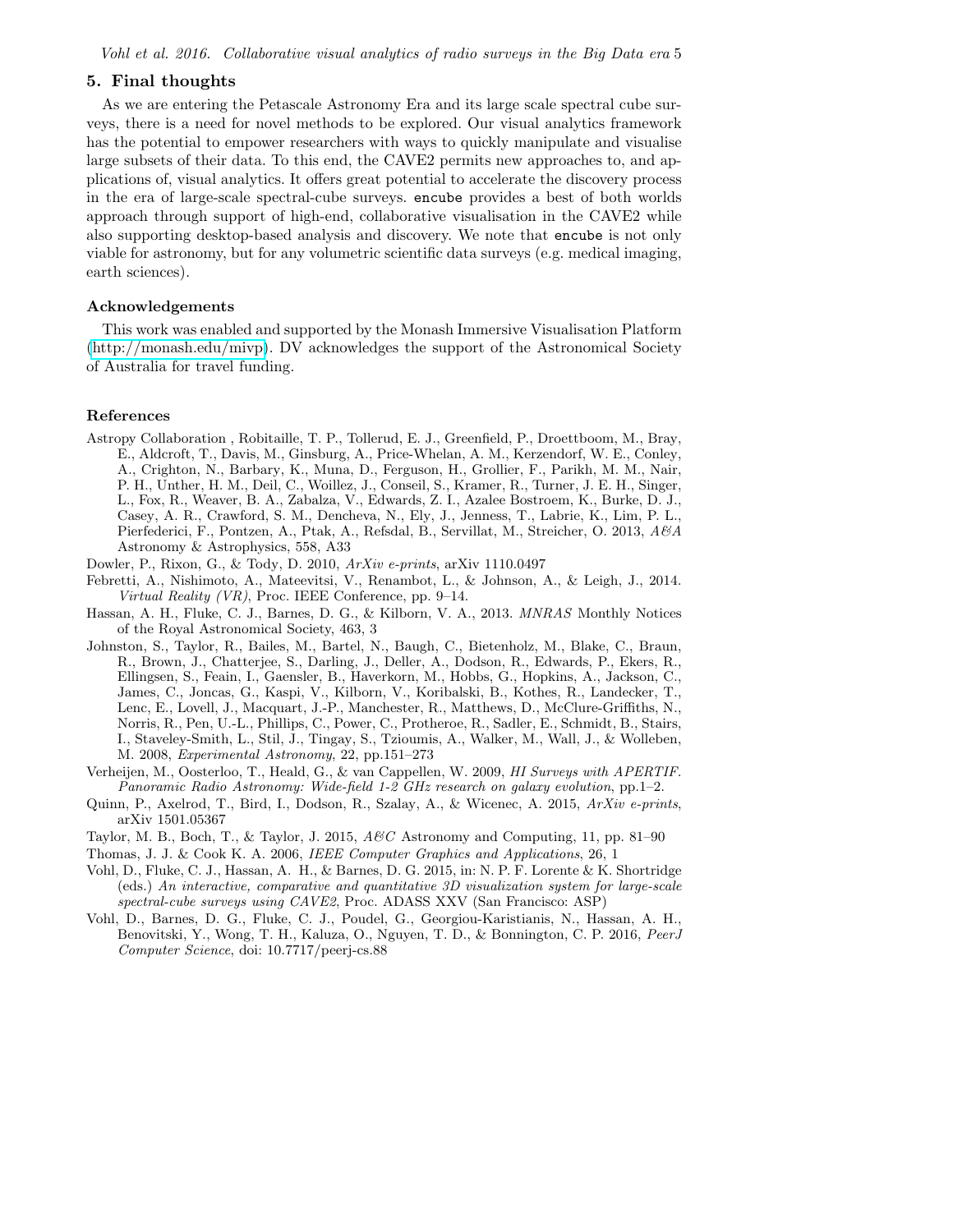## 5. Final thoughts

As we are entering the Petascale Astronomy Era and its large scale spectral cube surveys, there is a need for novel methods to be explored. Our visual analytics framework has the potential to empower researchers with ways to quickly manipulate and visualise large subsets of their data. To this end, the CAVE2 permits new approaches to, and applications of, visual analytics. It offers great potential to accelerate the discovery process in the era of large-scale spectral-cube surveys. `encube` provides a best of both worlds approach through support of high-end, collaborative visualisation in the CAVE2 while also supporting desktop-based analysis and discovery. We note that `encube` is not only viable for astronomy, but for any volumetric scientific data surveys (e.g. medical imaging, earth sciences).

### Acknowledgements

This work was enabled and supported by the Monash Immersive Visualisation Platform (http://monash.edu/mivp). DV acknowledges the support of the Astronomical Society of Australia for travel funding.

### References

Astropy Collaboration , Robitaille, T. P., Tollerud, E. J., Greenfield, P., Droettboom, M., Bray, E., Aldcroft, T., Davis, M., Ginsburg, A., Price-Whelan, A. M., Kerzendorf, W. E., Conley, A., Crighton, N., Barbary, K., Muna, D., Ferguson, H., Grollier, F., Parikh, M. M., Nair, P. H., Unther, H. M., Deil, C., Woillez, J., Conseil, S., Kramer, R., Turner, J. E. H., Singer, L., Fox, R., Weaver, B. A., Zabalza, V., Edwards, Z. I., Azalee Bostroem, K., Burke, D. J., Casey, A. R., Crawford, S. M., Dencheva, N., Ely, J., Jenness, T., Labrie, K., Lim, P. L., Pierfederici, F., Pontzen, A., Ptak, A., Refsdal, B., Servillat, M., Streicher, O. 2013, *A&A* Astronomy & Astrophysics, 558, A33

Dowler, P., Rixon, G., & Tody, D. 2010, *ArXiv e-prints*, arXiv 1110.0497

Febretti, A., Nishimoto, A., Mateevitsi, V., Renambot, L., & Johnson, A., & Leigh, J., 2014. *Virtual Reality (VR)*, Proc. IEEE Conference, pp. 9–14.

Hassan, A. H., Fluke, C. J., Barnes, D. G., & Kilborn, V. A., 2013. *MNRAS* Monthly Notices of the Royal Astronomical Society, 463, 3

Johnston, S., Taylor, R., Bailes, M., Bartel, N., Baugh, C., Bietenholz, M., Blake, C., Braun, R., Brown, J., Chatterjee, S., Darling, J., Deller, A., Dodson, R., Edwards, P., Ekers, R., Ellingsen, S., Feain, I., Gaensler, B., Haverkorn, M., Hobbs, G., Hopkins, A., Jackson, C., James, C., Joncas, G., Kaspi, V., Kilborn, V., Koribalski, B., Kothes, R., Landecker, T., Lenc, E., Lovell, J., Macquart, J.-P., Manchester, R., Matthews, D., McClure-Griffiths, N., Norris, R., Pen, U.-L., Phillips, C., Power, C., Protheroe, R., Sadler, E., Schmidt, B., Stairs, I., Staveley-Smith, L., Stil, J., Tingay, S., Tzioumis, A., Walker, M., Wall, J., & Wolleben, M. 2008, *Experimental Astronomy*, 22, pp.151–273

Verheijen, M., Oosterloo, T., Heald, G., & van Cappellen, W. 2009, *HI Surveys with APERTIF. Panoramic Radio Astronomy: Wide-field 1-2 GHz research on galaxy evolution*, pp.1–2.

Quinn, P., Axelrod, T., Bird, I., Dodson, R., Szalay, A., & Wicenec, A. 2015, *ArXiv e-prints*, arXiv 1501.05367

Taylor, M. B., Boch, T., & Taylor, J. 2015, *A&C* Astronomy and Computing, 11, pp. 81–90

Thomas, J. J. & Cook K. A. 2006, *IEEE Computer Graphics and Applications*, 26, 1

Vohl, D., Fluke, C. J., Hassan, A. H., & Barnes, D. G. 2015, in: N. P. F. Lorente & K. Shortridge (eds.) *An interactive, comparative and quantitative 3D visualization system for large-scale spectral-cube surveys using CAVE2*, Proc. ADASS XXV (San Francisco: ASP)

Vohl, D., Barnes, D. G., Fluke, C. J., Poudel, G., Georgiou-Karistianis, N., Hassan, A. H., Benovitski, Y., Wong, T. H., Kaluza, O., Nguyen, T. D., & Bonnington, C. P. 2016, *PeerJ Computer Science*, doi: 10.7717/peerj-cs.88